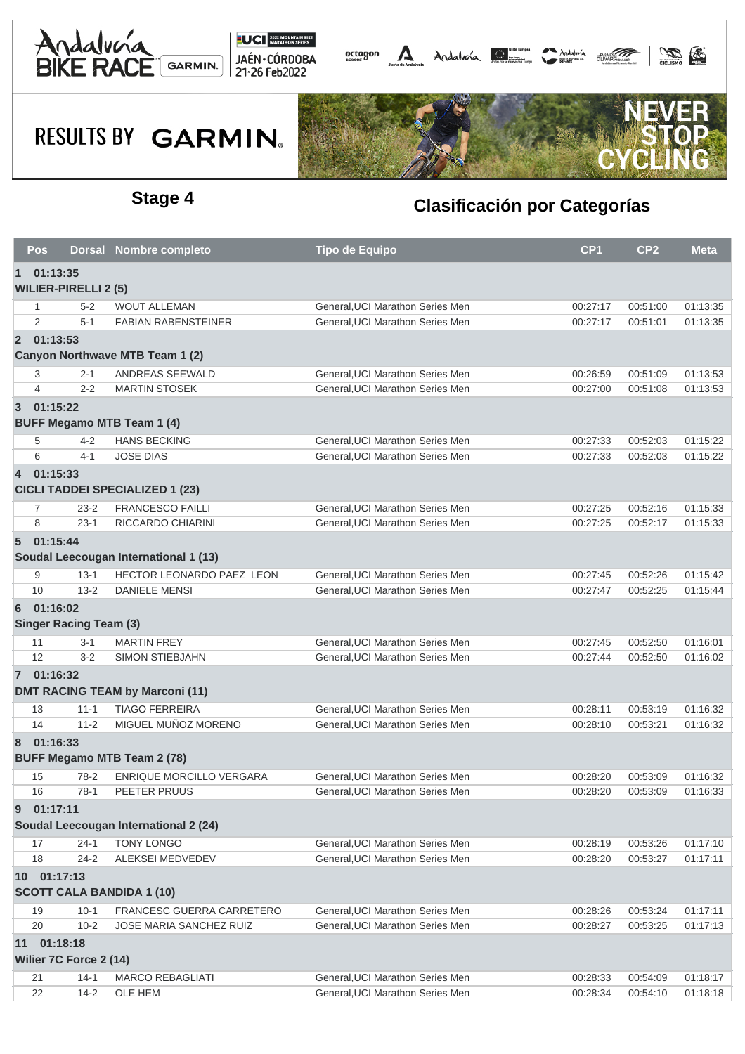Andalucía BIKE RACE GARMIN | UCI 2022 MOUNTAIN BIKE MARATHON SERIES | JAÉN · CÓRDOBA 21-26 Feb2022

RESULTS BY GARMIN

## Stage 4

## Clasificación por Categorías

| Pos | Dorsal | Nombre completo | Tipo de Equipo | CP1 | CP2 | Meta |
|---|---|---|---|---|---|---|
| **1 01:13:35** | | | | | | |
| **WILIER-PIRELLI 2 (5)** | | | | | | |
| 1 | 5-2 | WOUT ALLEMAN | General,UCI Marathon Series Men | 00:27:17 | 00:51:00 | 01:13:35 |
| 2 | 5-1 | FABIAN RABENSTEINER | General,UCI Marathon Series Men | 00:27:17 | 00:51:01 | 01:13:35 |
| **2 01:13:53** | | | | | | |
| **Canyon Northwave MTB Team 1 (2)** | | | | | | |
| 3 | 2-1 | ANDREAS SEEWALD | General,UCI Marathon Series Men | 00:26:59 | 00:51:09 | 01:13:53 |
| 4 | 2-2 | MARTIN STOSEK | General,UCI Marathon Series Men | 00:27:00 | 00:51:08 | 01:13:53 |
| **3 01:15:22** | | | | | | |
| **BUFF Megamo MTB Team 1 (4)** | | | | | | |
| 5 | 4-2 | HANS BECKING | General,UCI Marathon Series Men | 00:27:33 | 00:52:03 | 01:15:22 |
| 6 | 4-1 | JOSE DIAS | General,UCI Marathon Series Men | 00:27:33 | 00:52:03 | 01:15:22 |
| **4 01:15:33** | | | | | | |
| **CICLI TADDEI SPECIALIZED 1 (23)** | | | | | | |
| 7 | 23-2 | FRANCESCO FAILLI | General,UCI Marathon Series Men | 00:27:25 | 00:52:16 | 01:15:33 |
| 8 | 23-1 | RICCARDO CHIARINI | General,UCI Marathon Series Men | 00:27:25 | 00:52:17 | 01:15:33 |
| **5 01:15:44** | | | | | | |
| **Soudal Leecougan International 1 (13)** | | | | | | |
| 9 | 13-1 | HECTOR LEONARDO PAEZ LEON | General,UCI Marathon Series Men | 00:27:45 | 00:52:26 | 01:15:42 |
| 10 | 13-2 | DANIELE MENSI | General,UCI Marathon Series Men | 00:27:47 | 00:52:25 | 01:15:44 |
| **6 01:16:02** | | | | | | |
| **Singer Racing Team (3)** | | | | | | |
| 11 | 3-1 | MARTIN FREY | General,UCI Marathon Series Men | 00:27:45 | 00:52:50 | 01:16:01 |
| 12 | 3-2 | SIMON STIEBJAHN | General,UCI Marathon Series Men | 00:27:44 | 00:52:50 | 01:16:02 |
| **7 01:16:32** | | | | | | |
| **DMT RACING TEAM by Marconi (11)** | | | | | | |
| 13 | 11-1 | TIAGO FERREIRA | General,UCI Marathon Series Men | 00:28:11 | 00:53:19 | 01:16:32 |
| 14 | 11-2 | MIGUEL MUÑOZ MORENO | General,UCI Marathon Series Men | 00:28:10 | 00:53:21 | 01:16:32 |
| **8 01:16:33** | | | | | | |
| **BUFF Megamo MTB Team 2 (78)** | | | | | | |
| 15 | 78-2 | ENRIQUE MORCILLO VERGARA | General,UCI Marathon Series Men | 00:28:20 | 00:53:09 | 01:16:32 |
| 16 | 78-1 | PEETER PRUUS | General,UCI Marathon Series Men | 00:28:20 | 00:53:09 | 01:16:33 |
| **9 01:17:11** | | | | | | |
| **Soudal Leecougan International 2 (24)** | | | | | | |
| 17 | 24-1 | TONY LONGO | General,UCI Marathon Series Men | 00:28:19 | 00:53:26 | 01:17:10 |
| 18 | 24-2 | ALEKSEI MEDVEDEV | General,UCI Marathon Series Men | 00:28:20 | 00:53:27 | 01:17:11 |
| **10 01:17:13** | | | | | | |
| **SCOTT CALA BANDIDA 1 (10)** | | | | | | |
| 19 | 10-1 | FRANCESC GUERRA CARRETERO | General,UCI Marathon Series Men | 00:28:26 | 00:53:24 | 01:17:11 |
| 20 | 10-2 | JOSE MARIA SANCHEZ RUIZ | General,UCI Marathon Series Men | 00:28:27 | 00:53:25 | 01:17:13 |
| **11 01:18:18** | | | | | | |
| **Wilier 7C Force 2 (14)** | | | | | | |
| 21 | 14-1 | MARCO REBAGLIATI | General,UCI Marathon Series Men | 00:28:33 | 00:54:09 | 01:18:17 |
| 22 | 14-2 | OLE HEM | General,UCI Marathon Series Men | 00:28:34 | 00:54:10 | 01:18:18 |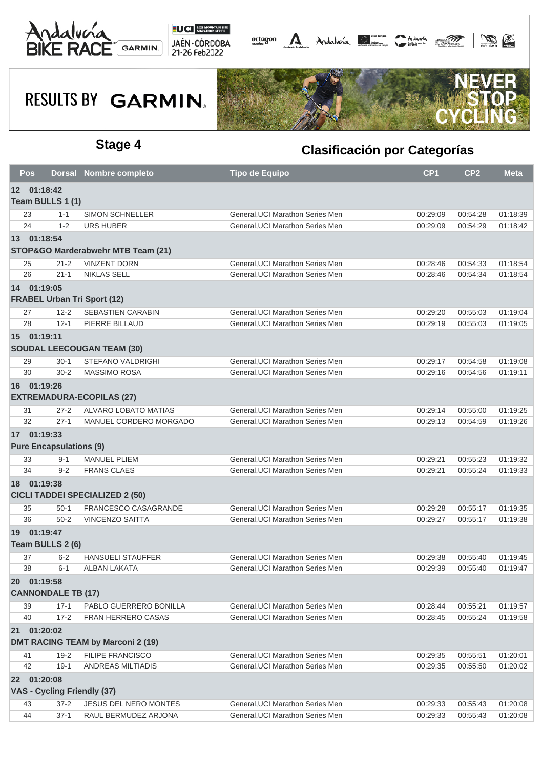## Stage 4

## Clasificación por Categorías

| Pos | Dorsal | Nombre completo | Tipo de Equipo | CP1 | CP2 | Meta |
|---|---|---|---|---|---|---|
| **12 01:18:42** | | | | | | |
| **Team BULLS 1 (1)** | | | | | | |
| 23 | 1-1 | SIMON SCHNELLER | General,UCI Marathon Series Men | 00:29:09 | 00:54:28 | 01:18:39 |
| 24 | 1-2 | URS HUBER | General,UCI Marathon Series Men | 00:29:09 | 00:54:29 | 01:18:42 |
| **13 01:18:54** | | | | | | |
| **STOP&GO Marderabwehr MTB Team (21)** | | | | | | |
| 25 | 21-2 | VINZENT DORN | General,UCI Marathon Series Men | 00:28:46 | 00:54:33 | 01:18:54 |
| 26 | 21-1 | NIKLAS SELL | General,UCI Marathon Series Men | 00:28:46 | 00:54:34 | 01:18:54 |
| **14 01:19:05** | | | | | | |
| **FRABEL Urban Tri Sport (12)** | | | | | | |
| 27 | 12-2 | SEBASTIEN CARABIN | General,UCI Marathon Series Men | 00:29:20 | 00:55:03 | 01:19:04 |
| 28 | 12-1 | PIERRE BILLAUD | General,UCI Marathon Series Men | 00:29:19 | 00:55:03 | 01:19:05 |
| **15 01:19:11** | | | | | | |
| **SOUDAL LEECOUGAN TEAM (30)** | | | | | | |
| 29 | 30-1 | STEFANO VALDRIGHI | General,UCI Marathon Series Men | 00:29:17 | 00:54:58 | 01:19:08 |
| 30 | 30-2 | MASSIMO ROSA | General,UCI Marathon Series Men | 00:29:16 | 00:54:56 | 01:19:11 |
| **16 01:19:26** | | | | | | |
| **EXTREMADURA-ECOPILAS (27)** | | | | | | |
| 31 | 27-2 | ALVARO LOBATO MATIAS | General,UCI Marathon Series Men | 00:29:14 | 00:55:00 | 01:19:25 |
| 32 | 27-1 | MANUEL CORDERO MORGADO | General,UCI Marathon Series Men | 00:29:13 | 00:54:59 | 01:19:26 |
| **17 01:19:33** | | | | | | |
| **Pure Encapsulations (9)** | | | | | | |
| 33 | 9-1 | MANUEL PLIEM | General,UCI Marathon Series Men | 00:29:21 | 00:55:23 | 01:19:32 |
| 34 | 9-2 | FRANS CLAES | General,UCI Marathon Series Men | 00:29:21 | 00:55:24 | 01:19:33 |
| **18 01:19:38** | | | | | | |
| **CICLI TADDEI SPECIALIZED 2 (50)** | | | | | | |
| 35 | 50-1 | FRANCESCO CASAGRANDE | General,UCI Marathon Series Men | 00:29:28 | 00:55:17 | 01:19:35 |
| 36 | 50-2 | VINCENZO SAITTA | General,UCI Marathon Series Men | 00:29:27 | 00:55:17 | 01:19:38 |
| **19 01:19:47** | | | | | | |
| **Team BULLS 2 (6)** | | | | | | |
| 37 | 6-2 | HANSUELI STAUFFER | General,UCI Marathon Series Men | 00:29:38 | 00:55:40 | 01:19:45 |
| 38 | 6-1 | ALBAN LAKATA | General,UCI Marathon Series Men | 00:29:39 | 00:55:40 | 01:19:47 |
| **20 01:19:58** | | | | | | |
| **CANNONDALE TB (17)** | | | | | | |
| 39 | 17-1 | PABLO GUERRERO BONILLA | General,UCI Marathon Series Men | 00:28:44 | 00:55:21 | 01:19:57 |
| 40 | 17-2 | FRAN HERRERO CASAS | General,UCI Marathon Series Men | 00:28:45 | 00:55:24 | 01:19:58 |
| **21 01:20:02** | | | | | | |
| **DMT RACING TEAM by Marconi 2 (19)** | | | | | | |
| 41 | 19-2 | FILIPE FRANCISCO | General,UCI Marathon Series Men | 00:29:35 | 00:55:51 | 01:20:01 |
| 42 | 19-1 | ANDREAS MILTIADIS | General,UCI Marathon Series Men | 00:29:35 | 00:55:50 | 01:20:02 |
| **22 01:20:08** | | | | | | |
| **VAS - Cycling Friendly (37)** | | | | | | |
| 43 | 37-2 | JESUS DEL NERO MONTES | General,UCI Marathon Series Men | 00:29:33 | 00:55:43 | 01:20:08 |
| 44 | 37-1 | RAUL BERMUDEZ ARJONA | General,UCI Marathon Series Men | 00:29:33 | 00:55:43 | 01:20:08 |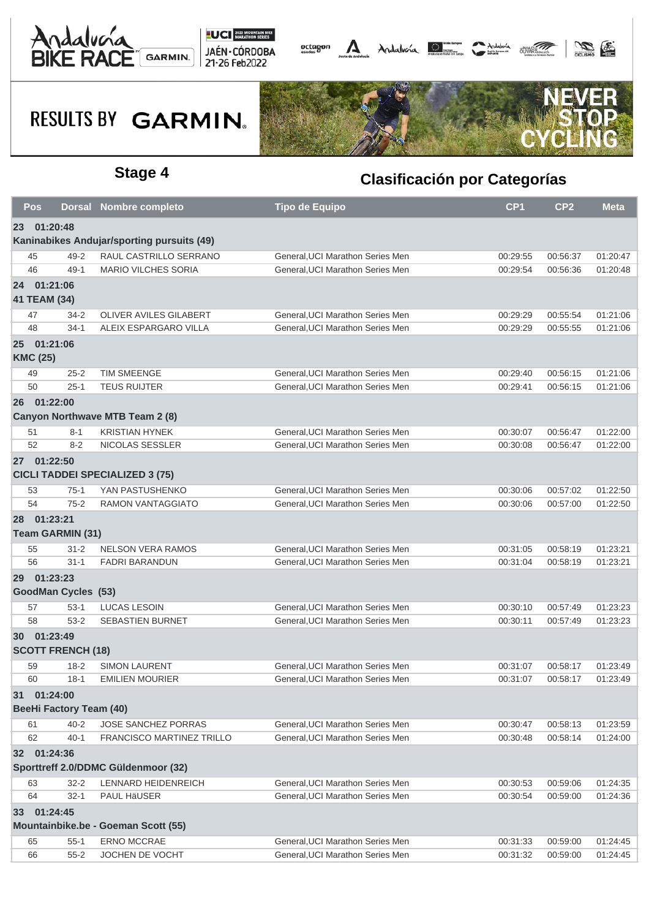## Stage 4

## Clasificación por Categorías

| Pos | Dorsal | Nombre completo | Tipo de Equipo | CP1 | CP2 | Meta |
|---|---|---|---|---|---|---|
| **23 01:20:48** | | | | | | |
| **Kaninabikes Andujar/sporting pursuits (49)** | | | | | | |
| 45 | 49-2 | RAUL CASTRILLO SERRANO | General,UCI Marathon Series Men | 00:29:55 | 00:56:37 | 01:20:47 |
| 46 | 49-1 | MARIO VILCHES SORIA | General,UCI Marathon Series Men | 00:29:54 | 00:56:36 | 01:20:48 |
| **24 01:21:06** | | | | | | |
| **41 TEAM (34)** | | | | | | |
| 47 | 34-2 | OLIVER AVILES GILABERT | General,UCI Marathon Series Men | 00:29:29 | 00:55:54 | 01:21:06 |
| 48 | 34-1 | ALEIX ESPARGARO VILLA | General,UCI Marathon Series Men | 00:29:29 | 00:55:55 | 01:21:06 |
| **25 01:21:06** | | | | | | |
| **KMC (25)** | | | | | | |
| 49 | 25-2 | TIM SMEENGE | General,UCI Marathon Series Men | 00:29:40 | 00:56:15 | 01:21:06 |
| 50 | 25-1 | TEUS RUIJTER | General,UCI Marathon Series Men | 00:29:41 | 00:56:15 | 01:21:06 |
| **26 01:22:00** | | | | | | |
| **Canyon Northwave MTB Team 2 (8)** | | | | | | |
| 51 | 8-1 | KRISTIAN HYNEK | General,UCI Marathon Series Men | 00:30:07 | 00:56:47 | 01:22:00 |
| 52 | 8-2 | NICOLAS SESSLER | General,UCI Marathon Series Men | 00:30:08 | 00:56:47 | 01:22:00 |
| **27 01:22:50** | | | | | | |
| **CICLI TADDEI SPECIALIZED 3 (75)** | | | | | | |
| 53 | 75-1 | YAN PASTUSHENKO | General,UCI Marathon Series Men | 00:30:06 | 00:57:02 | 01:22:50 |
| 54 | 75-2 | RAMON VANTAGGIATO | General,UCI Marathon Series Men | 00:30:06 | 00:57:00 | 01:22:50 |
| **28 01:23:21** | | | | | | |
| **Team GARMIN (31)** | | | | | | |
| 55 | 31-2 | NELSON VERA RAMOS | General,UCI Marathon Series Men | 00:31:05 | 00:58:19 | 01:23:21 |
| 56 | 31-1 | FADRI BARANDUN | General,UCI Marathon Series Men | 00:31:04 | 00:58:19 | 01:23:21 |
| **29 01:23:23** | | | | | | |
| **GoodMan Cycles (53)** | | | | | | |
| 57 | 53-1 | LUCAS LESOIN | General,UCI Marathon Series Men | 00:30:10 | 00:57:49 | 01:23:23 |
| 58 | 53-2 | SEBASTIEN BURNET | General,UCI Marathon Series Men | 00:30:11 | 00:57:49 | 01:23:23 |
| **30 01:23:49** | | | | | | |
| **SCOTT FRENCH (18)** | | | | | | |
| 59 | 18-2 | SIMON LAURENT | General,UCI Marathon Series Men | 00:31:07 | 00:58:17 | 01:23:49 |
| 60 | 18-1 | EMILIEN MOURIER | General,UCI Marathon Series Men | 00:31:07 | 00:58:17 | 01:23:49 |
| **31 01:24:00** | | | | | | |
| **BeeHi Factory Team (40)** | | | | | | |
| 61 | 40-2 | JOSE SANCHEZ PORRAS | General,UCI Marathon Series Men | 00:30:47 | 00:58:13 | 01:23:59 |
| 62 | 40-1 | FRANCISCO MARTINEZ TRILLO | General,UCI Marathon Series Men | 00:30:48 | 00:58:14 | 01:24:00 |
| **32 01:24:36** | | | | | | |
| **Sporttreff 2.0/DDMC Güldenmoor (32)** | | | | | | |
| 63 | 32-2 | LENNARD HEIDENREICH | General,UCI Marathon Series Men | 00:30:53 | 00:59:06 | 01:24:35 |
| 64 | 32-1 | PAUL HäUSER | General,UCI Marathon Series Men | 00:30:54 | 00:59:00 | 01:24:36 |
| **33 01:24:45** | | | | | | |
| **Mountainbike.be - Goeman Scott (55)** | | | | | | |
| 65 | 55-1 | ERNO MCCRAE | General,UCI Marathon Series Men | 00:31:33 | 00:59:00 | 01:24:45 |
| 66 | 55-2 | JOCHEN DE VOCHT | General,UCI Marathon Series Men | 00:31:32 | 00:59:00 | 01:24:45 |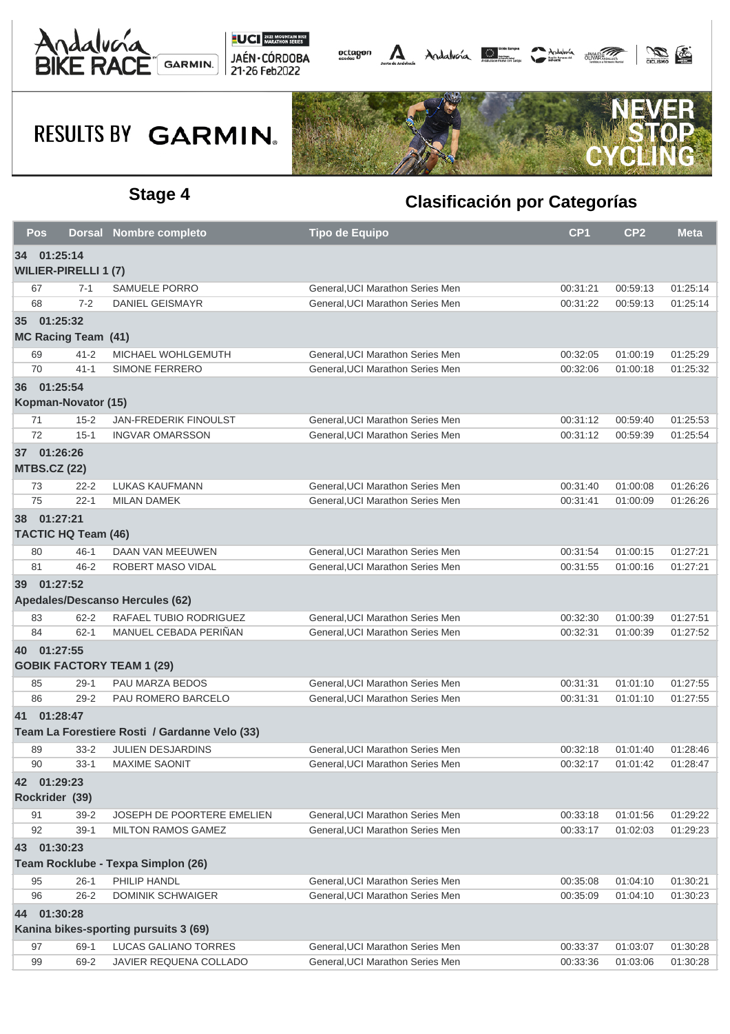Andalucía BIKE RACE GARMIN — UCI 2022 Mountain Bike Marathon Series — JAÉN·CÓRDOBA 21-26 Feb2022

RESULTS BY GARMIN

NEVER STOP CYCLING

## Stage 4

## Clasificación por Categorías

| Pos | Dorsal | Nombre completo | Tipo de Equipo | CP1 | CP2 | Meta |
|---|---|---|---|---|---|---|
| **34 01:25:14** | | | | | | |
| **WILIER-PIRELLI 1 (7)** | | | | | | |
| 67 | 7-1 | SAMUELE PORRO | General,UCI Marathon Series Men | 00:31:21 | 00:59:13 | 01:25:14 |
| 68 | 7-2 | DANIEL GEISMAYR | General,UCI Marathon Series Men | 00:31:22 | 00:59:13 | 01:25:14 |
| **35 01:25:32** | | | | | | |
| **MC Racing Team (41)** | | | | | | |
| 69 | 41-2 | MICHAEL WOHLGEMUTH | General,UCI Marathon Series Men | 00:32:05 | 01:00:19 | 01:25:29 |
| 70 | 41-1 | SIMONE FERRERO | General,UCI Marathon Series Men | 00:32:06 | 01:00:18 | 01:25:32 |
| **36 01:25:54** | | | | | | |
| **Kopman-Novator (15)** | | | | | | |
| 71 | 15-2 | JAN-FREDERIK FINOULST | General,UCI Marathon Series Men | 00:31:12 | 00:59:40 | 01:25:53 |
| 72 | 15-1 | INGVAR OMARSSON | General,UCI Marathon Series Men | 00:31:12 | 00:59:39 | 01:25:54 |
| **37 01:26:26** | | | | | | |
| **MTBS.CZ (22)** | | | | | | |
| 73 | 22-2 | LUKAS KAUFMANN | General,UCI Marathon Series Men | 00:31:40 | 01:00:08 | 01:26:26 |
| 75 | 22-1 | MILAN DAMEK | General,UCI Marathon Series Men | 00:31:41 | 01:00:09 | 01:26:26 |
| **38 01:27:21** | | | | | | |
| **TACTIC HQ Team (46)** | | | | | | |
| 80 | 46-1 | DAAN VAN MEEUWEN | General,UCI Marathon Series Men | 00:31:54 | 01:00:15 | 01:27:21 |
| 81 | 46-2 | ROBERT MASO VIDAL | General,UCI Marathon Series Men | 00:31:55 | 01:00:16 | 01:27:21 |
| **39 01:27:52** | | | | | | |
| **Apedales/Descanso Hercules (62)** | | | | | | |
| 83 | 62-2 | RAFAEL TUBIO RODRIGUEZ | General,UCI Marathon Series Men | 00:32:30 | 01:00:39 | 01:27:51 |
| 84 | 62-1 | MANUEL CEBADA PERIÑAN | General,UCI Marathon Series Men | 00:32:31 | 01:00:39 | 01:27:52 |
| **40 01:27:55** | | | | | | |
| **GOBIK FACTORY TEAM 1 (29)** | | | | | | |
| 85 | 29-1 | PAU MARZA BEDOS | General,UCI Marathon Series Men | 00:31:31 | 01:01:10 | 01:27:55 |
| 86 | 29-2 | PAU ROMERO BARCELO | General,UCI Marathon Series Men | 00:31:31 | 01:01:10 | 01:27:55 |
| **41 01:28:47** | | | | | | |
| **Team La Forestiere Rosti / Gardanne Velo (33)** | | | | | | |
| 89 | 33-2 | JULIEN DESJARDINS | General,UCI Marathon Series Men | 00:32:18 | 01:01:40 | 01:28:46 |
| 90 | 33-1 | MAXIME SAONIT | General,UCI Marathon Series Men | 00:32:17 | 01:01:42 | 01:28:47 |
| **42 01:29:23** | | | | | | |
| **Rockrider (39)** | | | | | | |
| 91 | 39-2 | JOSEPH DE POORTERE EMELIEN | General,UCI Marathon Series Men | 00:33:18 | 01:01:56 | 01:29:22 |
| 92 | 39-1 | MILTON RAMOS GAMEZ | General,UCI Marathon Series Men | 00:33:17 | 01:02:03 | 01:29:23 |
| **43 01:30:23** | | | | | | |
| **Team Rocklube - Texpa Simplon (26)** | | | | | | |
| 95 | 26-1 | PHILIP HANDL | General,UCI Marathon Series Men | 00:35:08 | 01:04:10 | 01:30:21 |
| 96 | 26-2 | DOMINIK SCHWAIGER | General,UCI Marathon Series Men | 00:35:09 | 01:04:10 | 01:30:23 |
| **44 01:30:28** | | | | | | |
| **Kanina bikes-sporting pursuits 3 (69)** | | | | | | |
| 97 | 69-1 | LUCAS GALIANO TORRES | General,UCI Marathon Series Men | 00:33:37 | 01:03:07 | 01:30:28 |
| 99 | 69-2 | JAVIER REQUENA COLLADO | General,UCI Marathon Series Men | 00:33:36 | 01:03:06 | 01:30:28 |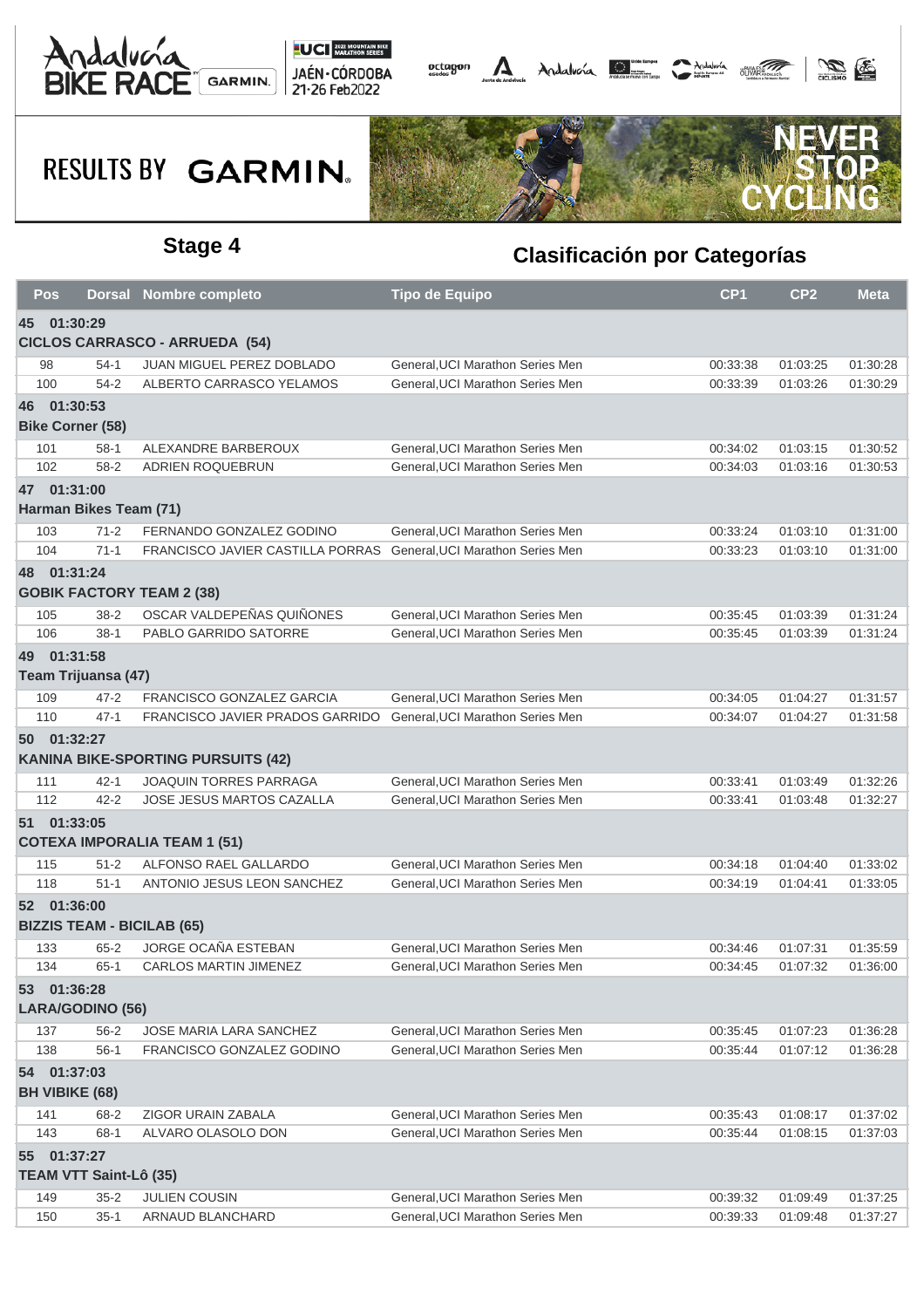## Stage 4

## Clasificación por Categorías

| Pos | Dorsal | Nombre completo | Tipo de Equipo | CP1 | CP2 | Meta |
|---|---|---|---|---|---|---|
| **45 01:30:29** | | | | | | |
| **CICLOS CARRASCO - ARRUEDA (54)** | | | | | | |
| 98 | 54-1 | JUAN MIGUEL PEREZ DOBLADO | General,UCI Marathon Series Men | 00:33:38 | 01:03:25 | 01:30:28 |
| 100 | 54-2 | ALBERTO CARRASCO YELAMOS | General,UCI Marathon Series Men | 00:33:39 | 01:03:26 | 01:30:29 |
| **46 01:30:53** | | | | | | |
| **Bike Corner (58)** | | | | | | |
| 101 | 58-1 | ALEXANDRE BARBEROUX | General,UCI Marathon Series Men | 00:34:02 | 01:03:15 | 01:30:52 |
| 102 | 58-2 | ADRIEN ROQUEBRUN | General,UCI Marathon Series Men | 00:34:03 | 01:03:16 | 01:30:53 |
| **47 01:31:00** | | | | | | |
| **Harman Bikes Team (71)** | | | | | | |
| 103 | 71-2 | FERNANDO GONZALEZ GODINO | General,UCI Marathon Series Men | 00:33:24 | 01:03:10 | 01:31:00 |
| 104 | 71-1 | FRANCISCO JAVIER CASTILLA PORRAS | General,UCI Marathon Series Men | 00:33:23 | 01:03:10 | 01:31:00 |
| **48 01:31:24** | | | | | | |
| **GOBIK FACTORY TEAM 2 (38)** | | | | | | |
| 105 | 38-2 | OSCAR VALDEPEÑAS QUIÑONES | General,UCI Marathon Series Men | 00:35:45 | 01:03:39 | 01:31:24 |
| 106 | 38-1 | PABLO GARRIDO SATORRE | General,UCI Marathon Series Men | 00:35:45 | 01:03:39 | 01:31:24 |
| **49 01:31:58** | | | | | | |
| **Team Trijuansa (47)** | | | | | | |
| 109 | 47-2 | FRANCISCO GONZALEZ GARCIA | General,UCI Marathon Series Men | 00:34:05 | 01:04:27 | 01:31:57 |
| 110 | 47-1 | FRANCISCO JAVIER PRADOS GARRIDO | General,UCI Marathon Series Men | 00:34:07 | 01:04:27 | 01:31:58 |
| **50 01:32:27** | | | | | | |
| **KANINA BIKE-SPORTING PURSUITS (42)** | | | | | | |
| 111 | 42-1 | JOAQUIN TORRES PARRAGA | General,UCI Marathon Series Men | 00:33:41 | 01:03:49 | 01:32:26 |
| 112 | 42-2 | JOSE JESUS MARTOS CAZALLA | General,UCI Marathon Series Men | 00:33:41 | 01:03:48 | 01:32:27 |
| **51 01:33:05** | | | | | | |
| **COTEXA IMPORALIA TEAM 1 (51)** | | | | | | |
| 115 | 51-2 | ALFONSO RAEL GALLARDO | General,UCI Marathon Series Men | 00:34:18 | 01:04:40 | 01:33:02 |
| 118 | 51-1 | ANTONIO JESUS LEON SANCHEZ | General,UCI Marathon Series Men | 00:34:19 | 01:04:41 | 01:33:05 |
| **52 01:36:00** | | | | | | |
| **BIZZIS TEAM - BICILAB (65)** | | | | | | |
| 133 | 65-2 | JORGE OCAÑA ESTEBAN | General,UCI Marathon Series Men | 00:34:46 | 01:07:31 | 01:35:59 |
| 134 | 65-1 | CARLOS MARTIN JIMENEZ | General,UCI Marathon Series Men | 00:34:45 | 01:07:32 | 01:36:00 |
| **53 01:36:28** | | | | | | |
| **LARA/GODINO (56)** | | | | | | |
| 137 | 56-2 | JOSE MARIA LARA SANCHEZ | General,UCI Marathon Series Men | 00:35:45 | 01:07:23 | 01:36:28 |
| 138 | 56-1 | FRANCISCO GONZALEZ GODINO | General,UCI Marathon Series Men | 00:35:44 | 01:07:12 | 01:36:28 |
| **54 01:37:03** | | | | | | |
| **BH VIBIKE (68)** | | | | | | |
| 141 | 68-2 | ZIGOR URAIN ZABALA | General,UCI Marathon Series Men | 00:35:43 | 01:08:17 | 01:37:02 |
| 143 | 68-1 | ALVARO OLASOLO DON | General,UCI Marathon Series Men | 00:35:44 | 01:08:15 | 01:37:03 |
| **55 01:37:27** | | | | | | |
| **TEAM VTT Saint-Lô (35)** | | | | | | |
| 149 | 35-2 | JULIEN COUSIN | General,UCI Marathon Series Men | 00:39:32 | 01:09:49 | 01:37:25 |
| 150 | 35-1 | ARNAUD BLANCHARD | General,UCI Marathon Series Men | 00:39:33 | 01:09:48 | 01:37:27 |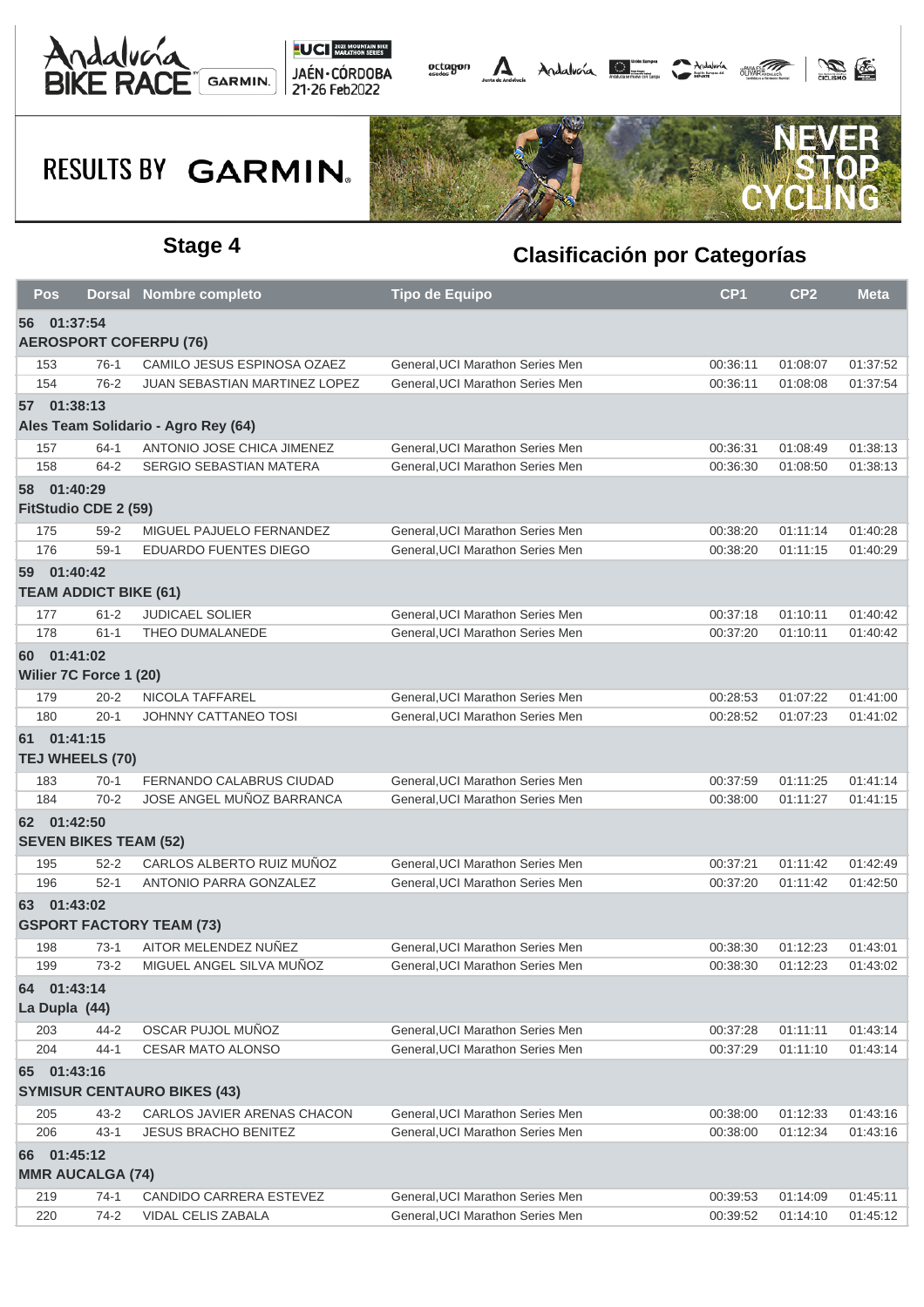## Stage 4

## Clasificación por Categorías

| Pos | Dorsal | Nombre completo | Tipo de Equipo | CP1 | CP2 | Meta |
|---|---|---|---|---|---|---|
| **56 01:37:54** | | | | | | |
| **AEROSPORT COFERPU (76)** | | | | | | |
| 153 | 76-1 | CAMILO JESUS ESPINOSA OZAEZ | General,UCI Marathon Series Men | 00:36:11 | 01:08:07 | 01:37:52 |
| 154 | 76-2 | JUAN SEBASTIAN MARTINEZ LOPEZ | General,UCI Marathon Series Men | 00:36:11 | 01:08:08 | 01:37:54 |
| **57 01:38:13** | | | | | | |
| **Ales Team Solidario - Agro Rey (64)** | | | | | | |
| 157 | 64-1 | ANTONIO JOSE CHICA JIMENEZ | General,UCI Marathon Series Men | 00:36:31 | 01:08:49 | 01:38:13 |
| 158 | 64-2 | SERGIO SEBASTIAN MATERA | General,UCI Marathon Series Men | 00:36:30 | 01:08:50 | 01:38:13 |
| **58 01:40:29** | | | | | | |
| **FitStudio CDE 2 (59)** | | | | | | |
| 175 | 59-2 | MIGUEL PAJUELO FERNANDEZ | General,UCI Marathon Series Men | 00:38:20 | 01:11:14 | 01:40:28 |
| 176 | 59-1 | EDUARDO FUENTES DIEGO | General,UCI Marathon Series Men | 00:38:20 | 01:11:15 | 01:40:29 |
| **59 01:40:42** | | | | | | |
| **TEAM ADDICT BIKE (61)** | | | | | | |
| 177 | 61-2 | JUDICAEL SOLIER | General,UCI Marathon Series Men | 00:37:18 | 01:10:11 | 01:40:42 |
| 178 | 61-1 | THEO DUMALANEDE | General,UCI Marathon Series Men | 00:37:20 | 01:10:11 | 01:40:42 |
| **60 01:41:02** | | | | | | |
| **Wilier 7C Force 1 (20)** | | | | | | |
| 179 | 20-2 | NICOLA TAFFAREL | General,UCI Marathon Series Men | 00:28:53 | 01:07:22 | 01:41:00 |
| 180 | 20-1 | JOHNNY CATTANEO TOSI | General,UCI Marathon Series Men | 00:28:52 | 01:07:23 | 01:41:02 |
| **61 01:41:15** | | | | | | |
| **TEJ WHEELS (70)** | | | | | | |
| 183 | 70-1 | FERNANDO CALABRUS CIUDAD | General,UCI Marathon Series Men | 00:37:59 | 01:11:25 | 01:41:14 |
| 184 | 70-2 | JOSE ANGEL MUÑOZ BARRANCA | General,UCI Marathon Series Men | 00:38:00 | 01:11:27 | 01:41:15 |
| **62 01:42:50** | | | | | | |
| **SEVEN BIKES TEAM (52)** | | | | | | |
| 195 | 52-2 | CARLOS ALBERTO RUIZ MUÑOZ | General,UCI Marathon Series Men | 00:37:21 | 01:11:42 | 01:42:49 |
| 196 | 52-1 | ANTONIO PARRA GONZALEZ | General,UCI Marathon Series Men | 00:37:20 | 01:11:42 | 01:42:50 |
| **63 01:43:02** | | | | | | |
| **GSPORT FACTORY TEAM (73)** | | | | | | |
| 198 | 73-1 | AITOR MELENDEZ NUÑEZ | General,UCI Marathon Series Men | 00:38:30 | 01:12:23 | 01:43:01 |
| 199 | 73-2 | MIGUEL ANGEL SILVA MUÑOZ | General,UCI Marathon Series Men | 00:38:30 | 01:12:23 | 01:43:02 |
| **64 01:43:14** | | | | | | |
| **La Dupla (44)** | | | | | | |
| 203 | 44-2 | OSCAR PUJOL MUÑOZ | General,UCI Marathon Series Men | 00:37:28 | 01:11:11 | 01:43:14 |
| 204 | 44-1 | CESAR MATO ALONSO | General,UCI Marathon Series Men | 00:37:29 | 01:11:10 | 01:43:14 |
| **65 01:43:16** | | | | | | |
| **SYMISUR CENTAURO BIKES (43)** | | | | | | |
| 205 | 43-2 | CARLOS JAVIER ARENAS CHACON | General,UCI Marathon Series Men | 00:38:00 | 01:12:33 | 01:43:16 |
| 206 | 43-1 | JESUS BRACHO BENITEZ | General,UCI Marathon Series Men | 00:38:00 | 01:12:34 | 01:43:16 |
| **66 01:45:12** | | | | | | |
| **MMR AUCALGA (74)** | | | | | | |
| 219 | 74-1 | CANDIDO CARRERA ESTEVEZ | General,UCI Marathon Series Men | 00:39:53 | 01:14:09 | 01:45:11 |
| 220 | 74-2 | VIDAL CELIS ZABALA | General,UCI Marathon Series Men | 00:39:52 | 01:14:10 | 01:45:12 |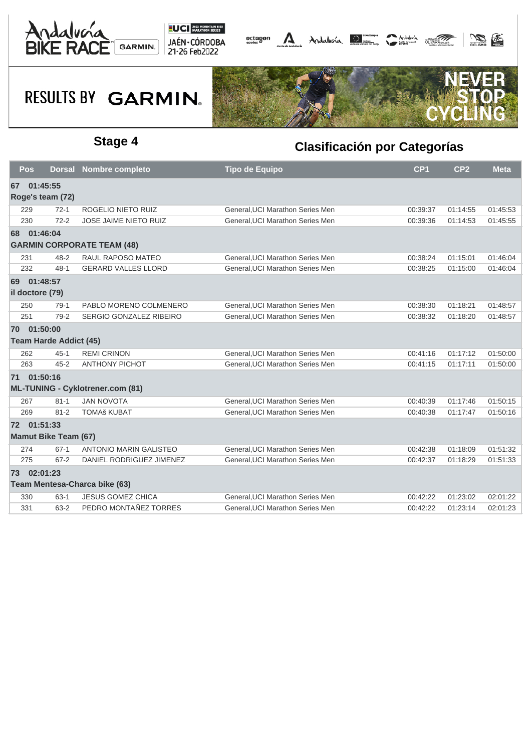## Stage 4

## Clasificación por Categorías

| Pos | Dorsal | Nombre completo | Tipo de Equipo | CP1 | CP2 | Meta |
|---|---|---|---|---|---|---|
| **67 01:45:55** | | | | | | |
| **Roge's team (72)** | | | | | | |
| 229 | 72-1 | ROGELIO NIETO RUIZ | General,UCI Marathon Series Men | 00:39:37 | 01:14:55 | 01:45:53 |
| 230 | 72-2 | JOSE JAIME NIETO RUIZ | General,UCI Marathon Series Men | 00:39:36 | 01:14:53 | 01:45:55 |
| **68 01:46:04** | | | | | | |
| **GARMIN CORPORATE TEAM (48)** | | | | | | |
| 231 | 48-2 | RAUL RAPOSO MATEO | General,UCI Marathon Series Men | 00:38:24 | 01:15:01 | 01:46:04 |
| 232 | 48-1 | GERARD VALLES LLORD | General,UCI Marathon Series Men | 00:38:25 | 01:15:00 | 01:46:04 |
| **69 01:48:57** | | | | | | |
| **il doctore (79)** | | | | | | |
| 250 | 79-1 | PABLO MORENO COLMENERO | General,UCI Marathon Series Men | 00:38:30 | 01:18:21 | 01:48:57 |
| 251 | 79-2 | SERGIO GONZALEZ RIBEIRO | General,UCI Marathon Series Men | 00:38:32 | 01:18:20 | 01:48:57 |
| **70 01:50:00** | | | | | | |
| **Team Harde Addict (45)** | | | | | | |
| 262 | 45-1 | REMI CRINON | General,UCI Marathon Series Men | 00:41:16 | 01:17:12 | 01:50:00 |
| 263 | 45-2 | ANTHONY PICHOT | General,UCI Marathon Series Men | 00:41:15 | 01:17:11 | 01:50:00 |
| **71 01:50:16** | | | | | | |
| **ML-TUNING - Cyklotrener.com (81)** | | | | | | |
| 267 | 81-1 | JAN NOVOTA | General,UCI Marathon Series Men | 00:40:39 | 01:17:46 | 01:50:15 |
| 269 | 81-2 | TOMAš KUBAT | General,UCI Marathon Series Men | 00:40:38 | 01:17:47 | 01:50:16 |
| **72 01:51:33** | | | | | | |
| **Mamut Bike Team (67)** | | | | | | |
| 274 | 67-1 | ANTONIO MARIN GALISTEO | General,UCI Marathon Series Men | 00:42:38 | 01:18:09 | 01:51:32 |
| 275 | 67-2 | DANIEL RODRIGUEZ JIMENEZ | General,UCI Marathon Series Men | 00:42:37 | 01:18:29 | 01:51:33 |
| **73 02:01:23** | | | | | | |
| **Team Mentesa-Charca bike (63)** | | | | | | |
| 330 | 63-1 | JESUS GOMEZ CHICA | General,UCI Marathon Series Men | 00:42:22 | 01:23:02 | 02:01:22 |
| 331 | 63-2 | PEDRO MONTAÑEZ TORRES | General,UCI Marathon Series Men | 00:42:22 | 01:23:14 | 02:01:23 |